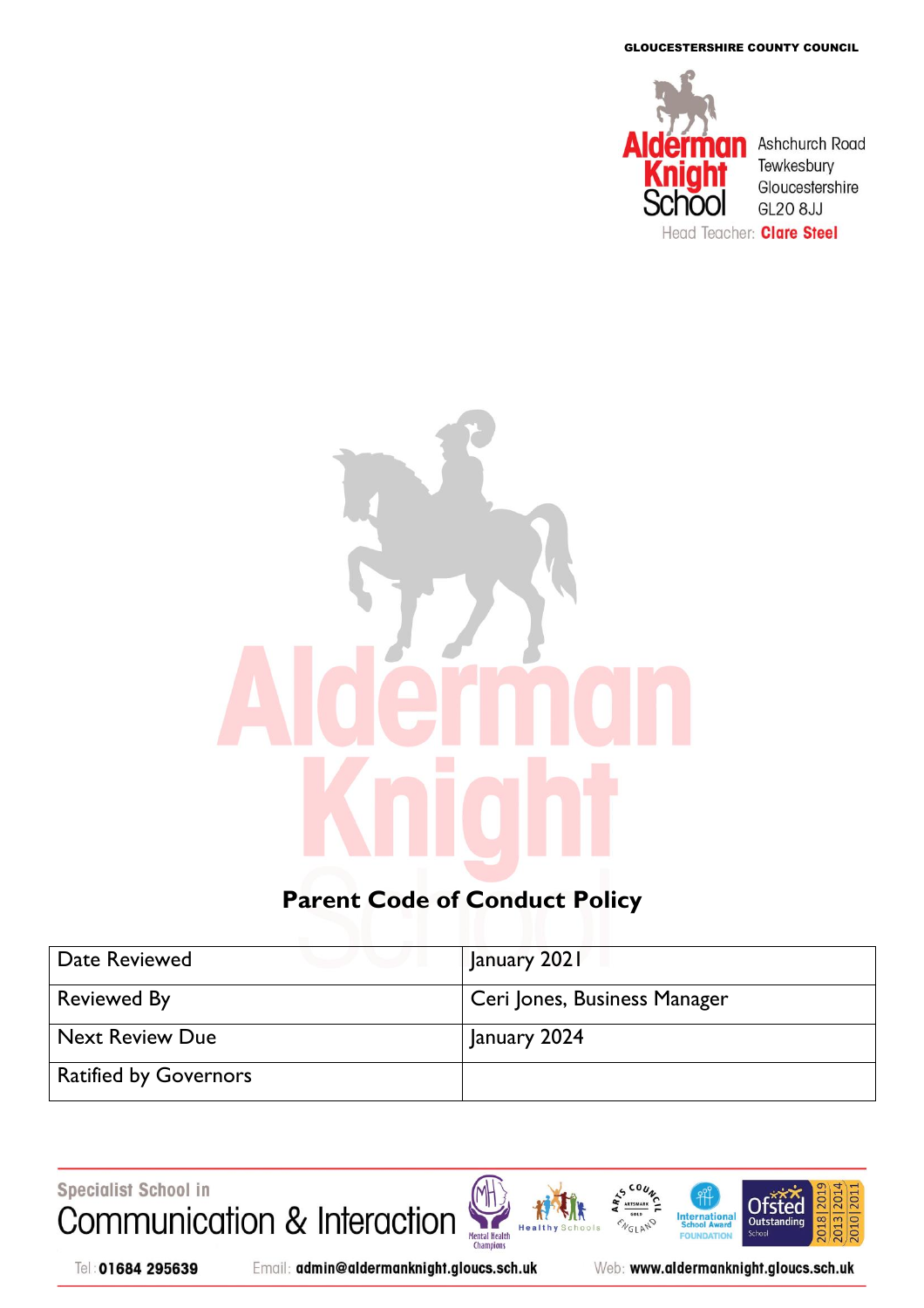GLOUCESTERSHIRE COUNTY COUNCIL

Alderman Knight School

Ashchurch Road
Tewkesbury
Gloucestershire
GL20 8JJ

Head Teacher: **Clare Steel**

# Parent Code of Conduct Policy

| | |
|---|---|
| Date Reviewed | January 2021 |
| Reviewed By | Ceri Jones, Business Manager |
| Next Review Due | January 2024 |
| Ratified by Governors | |

Specialist School in
Communication & Interaction

Tel: **01684 295639** Email: **admin@aldermanknight.gloucs.sch.uk** Web: **www.aldermanknight.gloucs.sch.uk**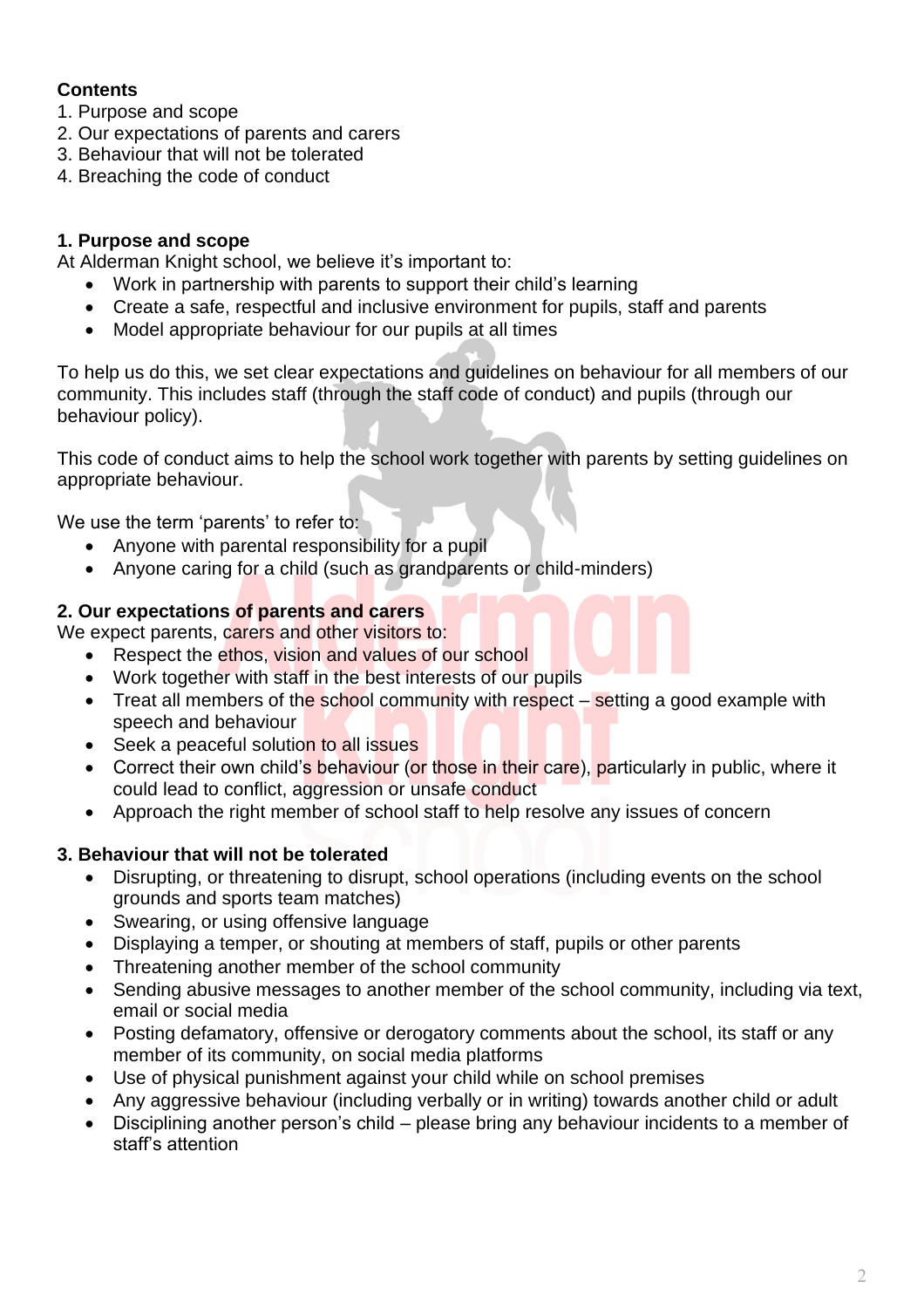**Contents**
1. Purpose and scope
2. Our expectations of parents and carers
3. Behaviour that will not be tolerated
4. Breaching the code of conduct

## 1. Purpose and scope

At Alderman Knight school, we believe it's important to:

- Work in partnership with parents to support their child's learning
- Create a safe, respectful and inclusive environment for pupils, staff and parents
- Model appropriate behaviour for our pupils at all times

To help us do this, we set clear expectations and guidelines on behaviour for all members of our community. This includes staff (through the staff code of conduct) and pupils (through our behaviour policy).

This code of conduct aims to help the school work together with parents by setting guidelines on appropriate behaviour.

We use the term 'parents' to refer to:

- Anyone with parental responsibility for a pupil
- Anyone caring for a child (such as grandparents or child-minders)

## 2. Our expectations of parents and carers

We expect parents, carers and other visitors to:

- Respect the ethos, vision and values of our school
- Work together with staff in the best interests of our pupils
- Treat all members of the school community with respect – setting a good example with speech and behaviour
- Seek a peaceful solution to all issues
- Correct their own child's behaviour (or those in their care), particularly in public, where it could lead to conflict, aggression or unsafe conduct
- Approach the right member of school staff to help resolve any issues of concern

## 3. Behaviour that will not be tolerated

- Disrupting, or threatening to disrupt, school operations (including events on the school grounds and sports team matches)
- Swearing, or using offensive language
- Displaying a temper, or shouting at members of staff, pupils or other parents
- Threatening another member of the school community
- Sending abusive messages to another member of the school community, including via text, email or social media
- Posting defamatory, offensive or derogatory comments about the school, its staff or any member of its community, on social media platforms
- Use of physical punishment against your child while on school premises
- Any aggressive behaviour (including verbally or in writing) towards another child or adult
- Disciplining another person's child – please bring any behaviour incidents to a member of staff's attention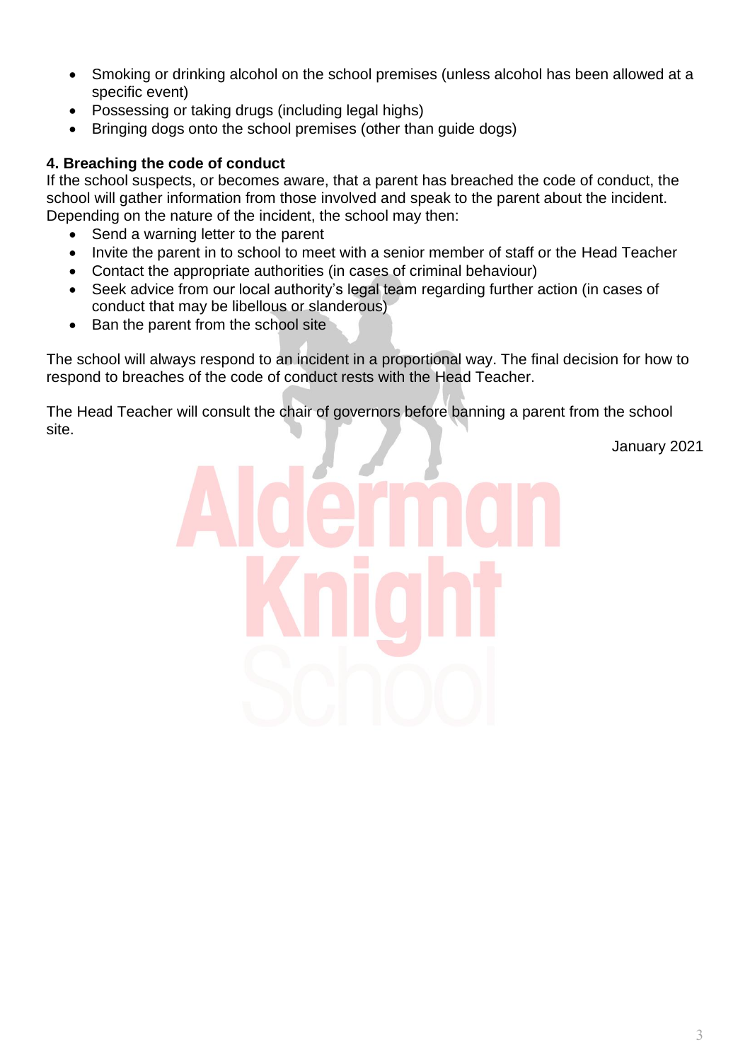- Smoking or drinking alcohol on the school premises (unless alcohol has been allowed at a specific event)
- Possessing or taking drugs (including legal highs)
- Bringing dogs onto the school premises (other than guide dogs)

**4. Breaching the code of conduct**

If the school suspects, or becomes aware, that a parent has breached the code of conduct, the school will gather information from those involved and speak to the parent about the incident. Depending on the nature of the incident, the school may then:

- Send a warning letter to the parent
- Invite the parent in to school to meet with a senior member of staff or the Head Teacher
- Contact the appropriate authorities (in cases of criminal behaviour)
- Seek advice from our local authority's legal team regarding further action (in cases of conduct that may be libellous or slanderous)
- Ban the parent from the school site

The school will always respond to an incident in a proportional way. The final decision for how to respond to breaches of the code of conduct rests with the Head Teacher.

The Head Teacher will consult the chair of governors before banning a parent from the school site.

January 2021